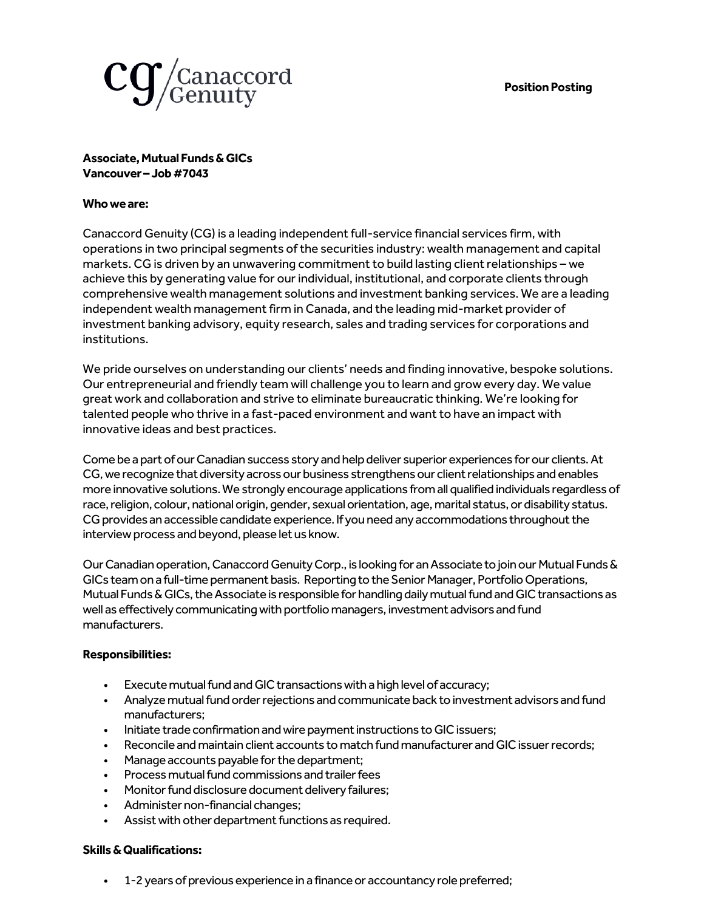**Position Posting**

**Associate, Mutual Funds & GICs**
**Vancouver – Job #7043**

**Who we are:**

Canaccord Genuity (CG) is a leading independent full-service financial services firm, with operations in two principal segments of the securities industry: wealth management and capital markets. CG is driven by an unwavering commitment to build lasting client relationships – we achieve this by generating value for our individual, institutional, and corporate clients through comprehensive wealth management solutions and investment banking services. We are a leading independent wealth management firm in Canada, and the leading mid-market provider of investment banking advisory, equity research, sales and trading services for corporations and institutions.

We pride ourselves on understanding our clients' needs and finding innovative, bespoke solutions. Our entrepreneurial and friendly team will challenge you to learn and grow every day. We value great work and collaboration and strive to eliminate bureaucratic thinking. We're looking for talented people who thrive in a fast-paced environment and want to have an impact with innovative ideas and best practices.

Come be a part of our Canadian success story and help deliver superior experiences for our clients. At CG, we recognize that diversity across our business strengthens our client relationships and enables more innovative solutions. We strongly encourage applications from all qualified individuals regardless of race, religion, colour, national origin, gender, sexual orientation, age, marital status, or disability status. CG provides an accessible candidate experience. If you need any accommodations throughout the interview process and beyond, please let us know.

Our Canadian operation, Canaccord Genuity Corp., is looking for an Associate to join our Mutual Funds & GICs team on a full-time permanent basis. Reporting to the Senior Manager, Portfolio Operations, Mutual Funds & GICs, the Associate is responsible for handling daily mutual fund and GIC transactions as well as effectively communicating with portfolio managers, investment advisors and fund manufacturers.

**Responsibilities:**

- Execute mutual fund and GIC transactions with a high level of accuracy;
- Analyze mutual fund order rejections and communicate back to investment advisors and fund manufacturers;
- Initiate trade confirmation and wire payment instructions to GIC issuers;
- Reconcile and maintain client accounts to match fund manufacturer and GIC issuer records;
- Manage accounts payable for the department;
- Process mutual fund commissions and trailer fees
- Monitor fund disclosure document delivery failures;
- Administer non-financial changes;
- Assist with other department functions as required.

**Skills & Qualifications:**

- 1-2 years of previous experience in a finance or accountancy role preferred;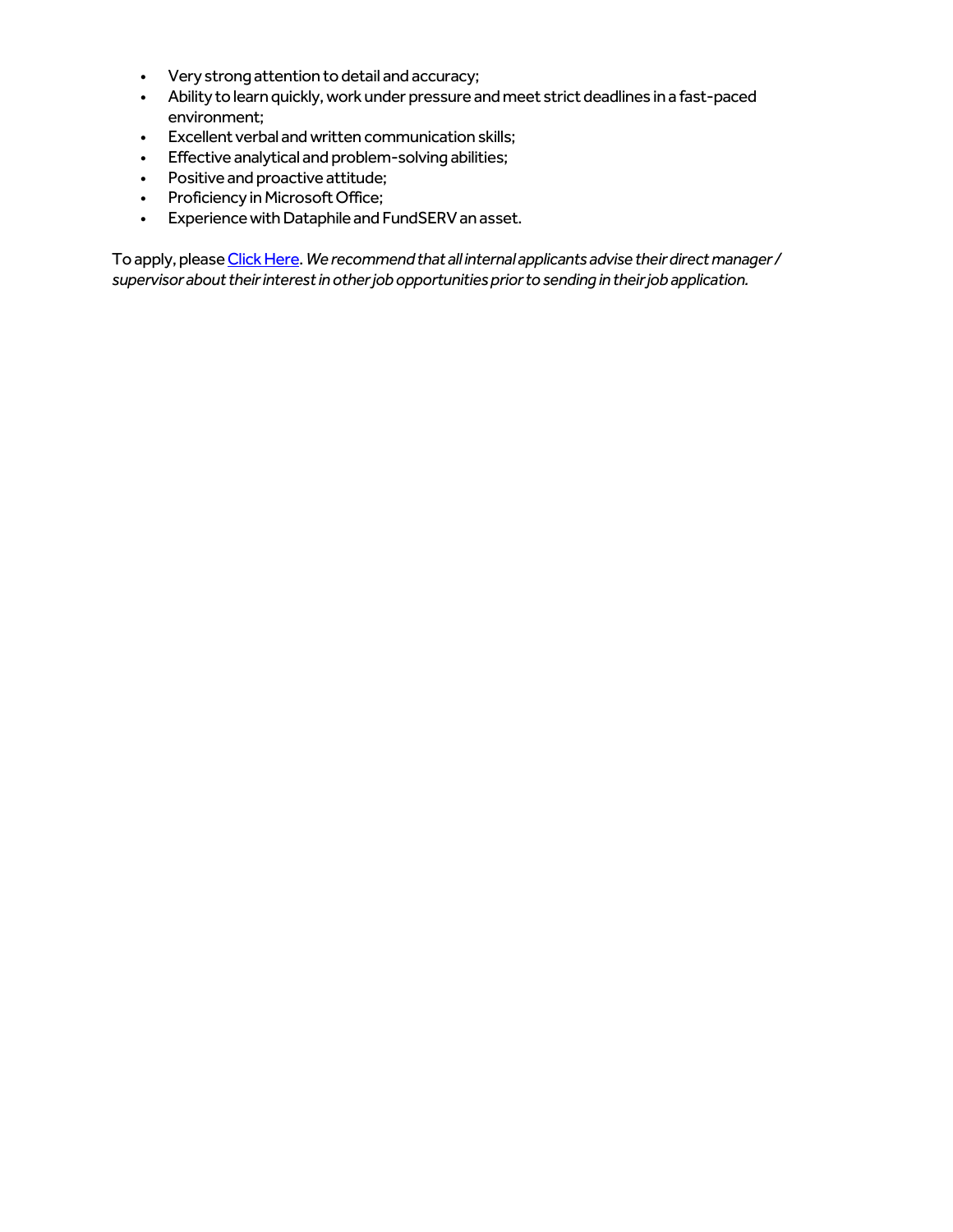- Very strong attention to detail and accuracy;
- Ability to learn quickly, work under pressure and meet strict deadlines in a fast-paced environment;
- Excellent verbal and written communication skills;
- Effective analytical and problem-solving abilities;
- Positive and proactive attitude;
- Proficiency in Microsoft Office;
- Experience with Dataphile and FundSERV an asset.

To apply, please Click Here. *We recommend that all internal applicants advise their direct manager / supervisor about their interest in other job opportunities prior to sending in their job application.*